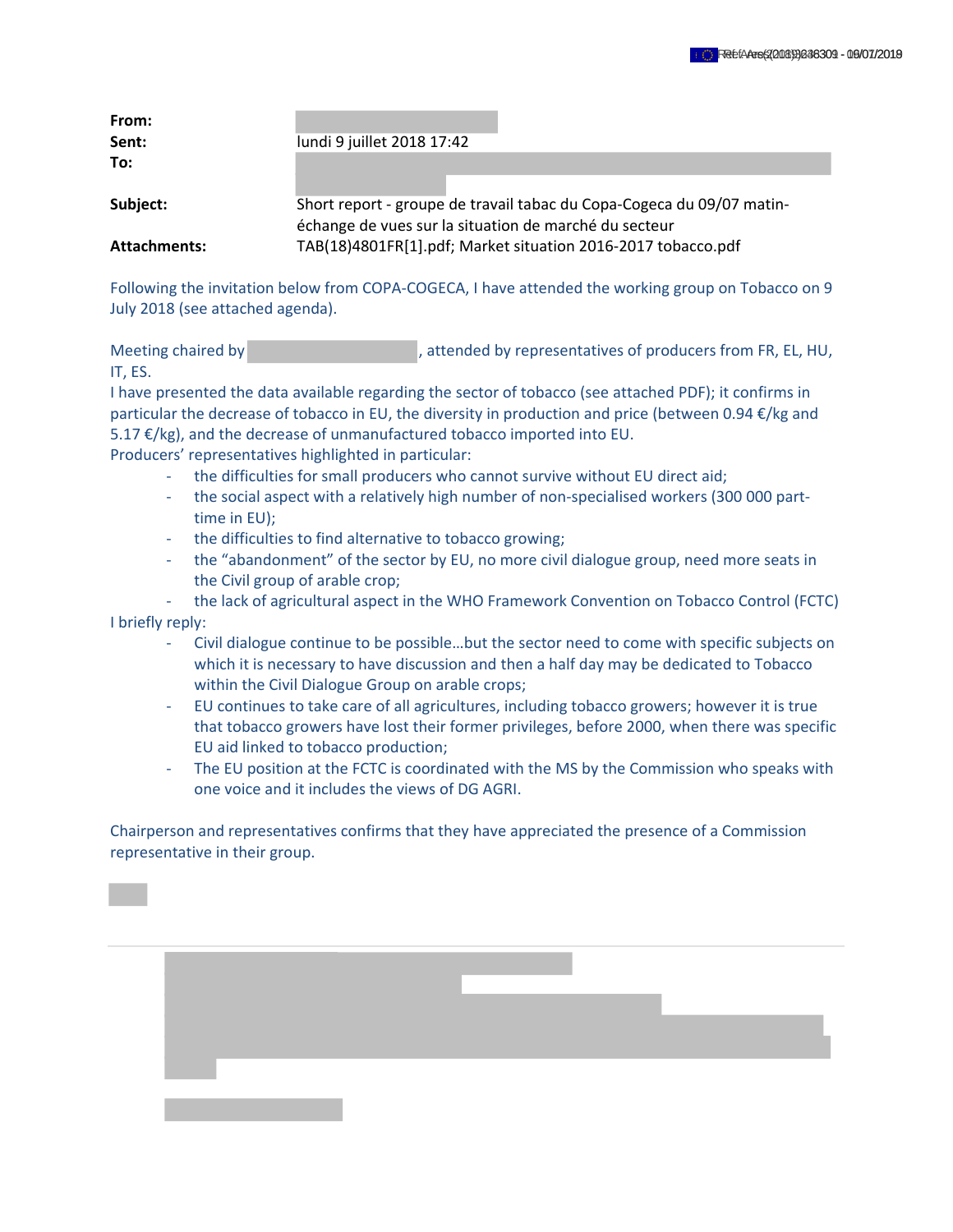| | |
|---|---|
| **From:** | |
| **Sent:** | lundi 9 juillet 2018 17:42 |
| **To:** | |
| **Subject:** | Short report - groupe de travail tabac du Copa-Cogeca du 09/07 matin- échange de vues sur la situation de marché du secteur |
| **Attachments:** | TAB(18)4801FR[1].pdf; Market situation 2016-2017 tobacco.pdf |

Following the invitation below from COPA-COGECA, I have attended the working group on Tobacco on 9 July 2018 (see attached agenda).

Meeting chaired by , attended by representatives of producers from FR, EL, HU, IT, ES.

I have presented the data available regarding the sector of tobacco (see attached PDF); it confirms in particular the decrease of tobacco in EU, the diversity in production and price (between 0.94 €/kg and 5.17 €/kg), and the decrease of unmanufactured tobacco imported into EU.

Producers' representatives highlighted in particular:

- the difficulties for small producers who cannot survive without EU direct aid;
- the social aspect with a relatively high number of non-specialised workers (300 000 part-time in EU);
- the difficulties to find alternative to tobacco growing;
- the "abandonment" of the sector by EU, no more civil dialogue group, need more seats in the Civil group of arable crop;
- the lack of agricultural aspect in the WHO Framework Convention on Tobacco Control (FCTC)

I briefly reply:

- Civil dialogue continue to be possible…but the sector need to come with specific subjects on which it is necessary to have discussion and then a half day may be dedicated to Tobacco within the Civil Dialogue Group on arable crops;
- EU continues to take care of all agricultures, including tobacco growers; however it is true that tobacco growers have lost their former privileges, before 2000, when there was specific EU aid linked to tobacco production;
- The EU position at the FCTC is coordinated with the MS by the Commission who speaks with one voice and it includes the views of DG AGRI.

Chairperson and representatives confirms that they have appreciated the presence of a Commission representative in their group.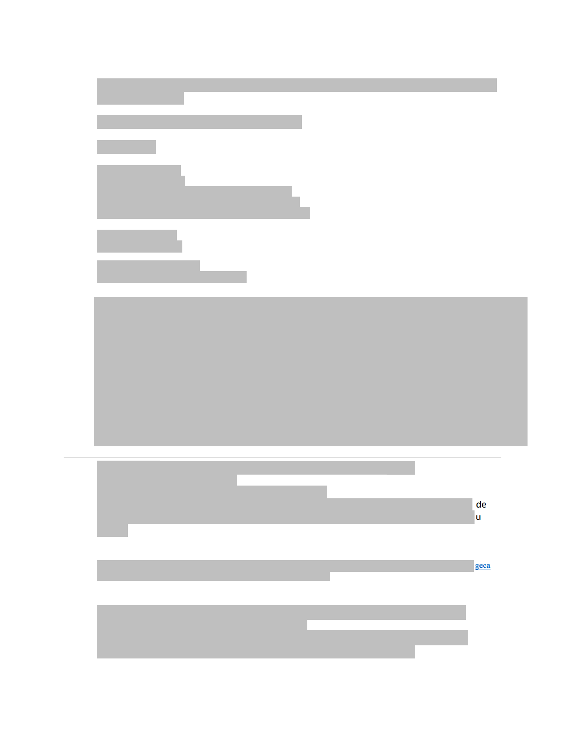de

u

[geca]()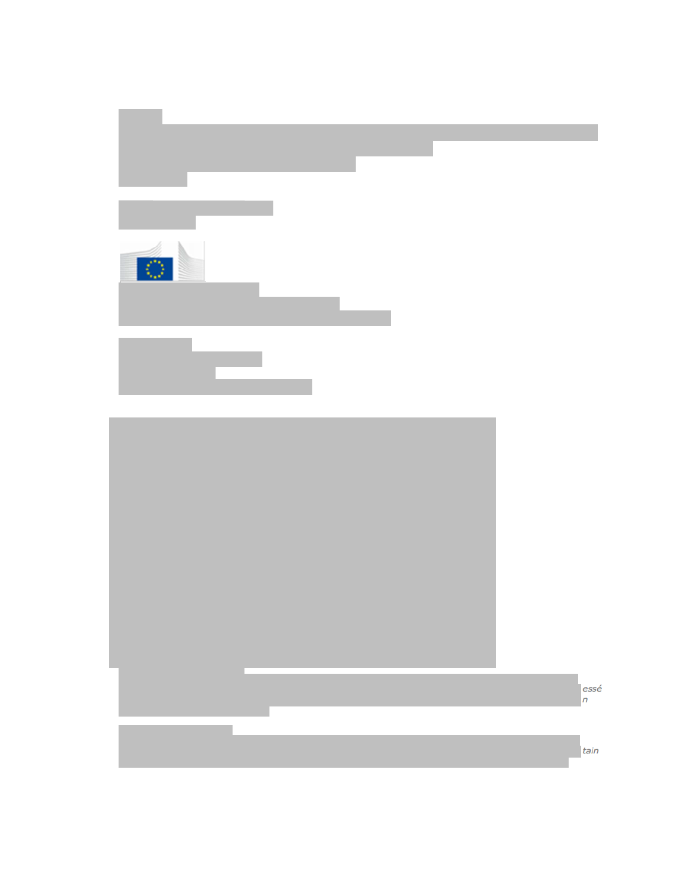essé
n

tain